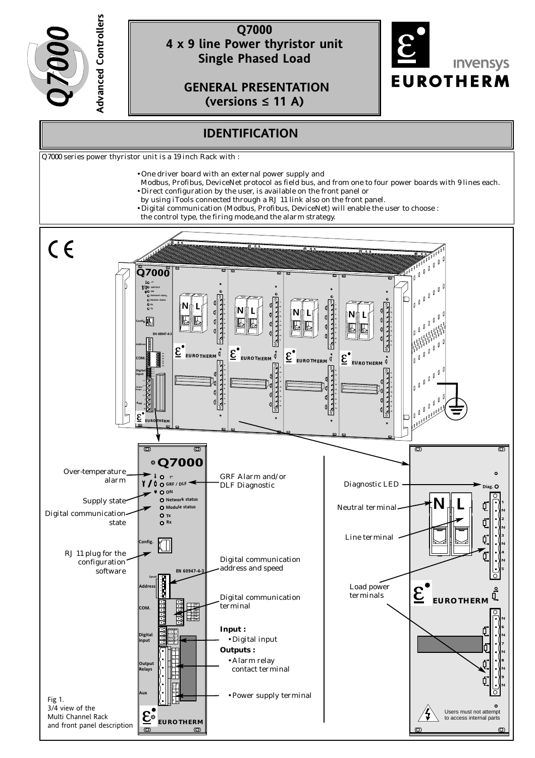# Q7000
# 4 x 9 line Power thyristor unit
# Single Phased Load

## GENERAL PRESENTATION
## (versions ≤ 11 A)

Q7000 Advanced Controllers

invensys EUROTHERM

## IDENTIFICATION

Q7000 series power thyristor unit is a 19 inch Rack with :

- One driver board with an external power supply and Modbus, Profibus, DeviceNet protocol as field bus, and from one to four power boards with 9 lines each.
- Direct configuration by the user, is available on the front panel or by using iTools connected through a RJ 11 link also on the front panel.
- Digital communication (Modbus, Profibus, DeviceNet) will enable the user to choose : the control type, the firing mode,and the alarm strategy.

CE

Over-temperature alarm

Supply state

Digital communication state

RJ 11 plug for the configuration software

GRF Alarm and/or DLF Diagnostic

Digital communication address and speed

Digital communication terminal

**Input :**
- Digital input

**Outputs :**
- Alarm relay contact terminal
- Power supply terminal

Diagnostic LED

Neutral terminal

Line terminal

Load power terminals

Users must not attempt to access internal parts

Fig 1.
3/4 view of the Multi Channel Rack and front panel description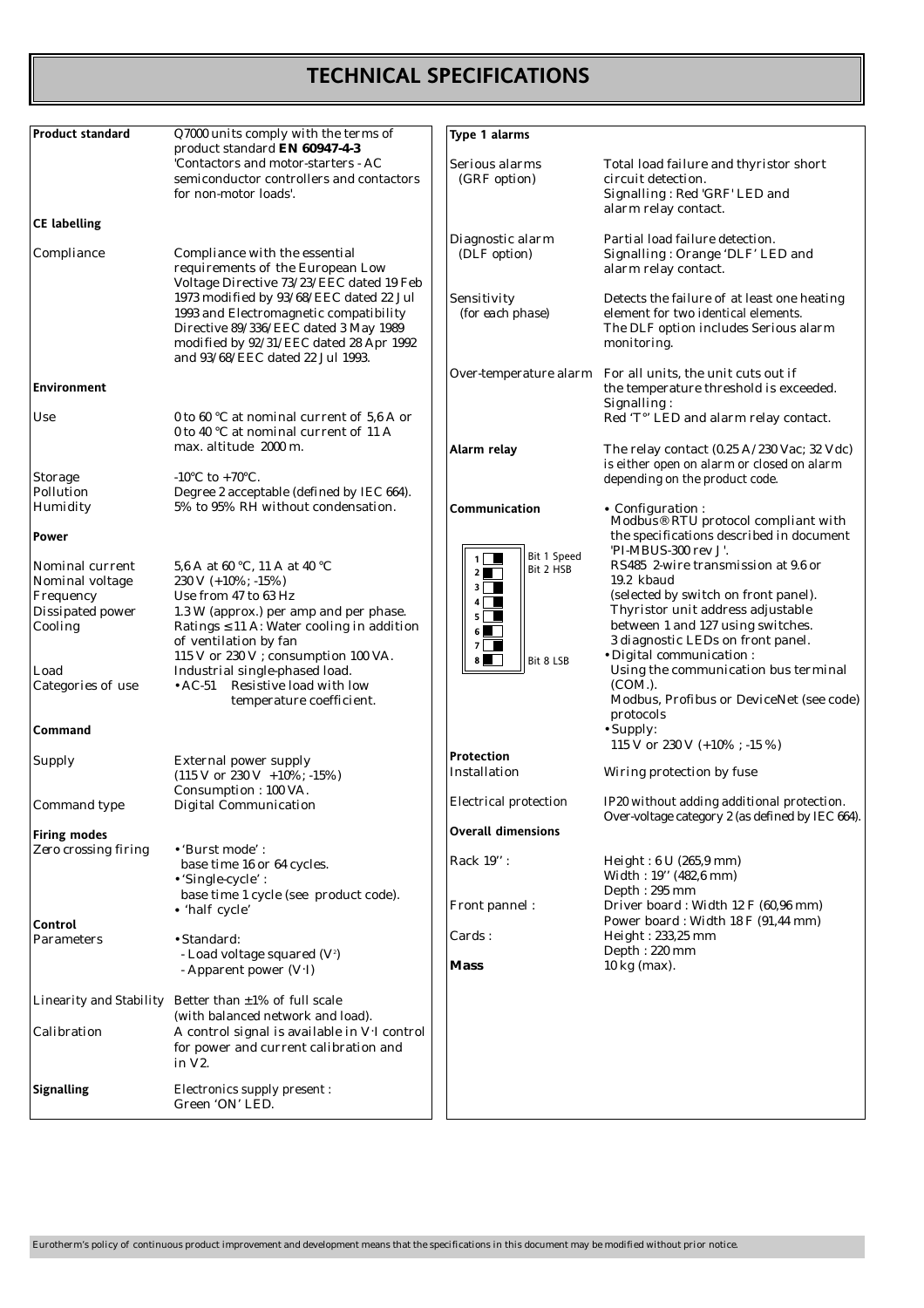# TECHNICAL SPECIFICATIONS

**Product standard** — Q7000 units comply with the terms of product standard **EN 60947-4-3** 'Contactors and motor-starters - AC semiconductor controllers and contactors for non-motor loads'.

**CE labelling**

| | |
|---|---|
| Compliance | Compliance with the essential requirements of the European Low Voltage Directive 73/23/EEC dated 19 Feb 1973 modified by 93/68/EEC dated 22 Jul 1993 and Electromagnetic compatibility Directive 89/336/EEC dated 3 May 1989 modified by 92/31/EEC dated 28 Apr 1992 and 93/68/EEC dated 22 Jul 1993. |

**Environment**

| | |
|---|---|
| Use | 0 to 60 °C at nominal current of 5,6 A or 0 to 40 °C at nominal current of 11 A max. altitude 2000 m. |
| Storage | -10°C to +70°C. |
| Pollution | Degree 2 acceptable (defined by IEC 664). |
| Humidity | 5% to 95% RH without condensation. |

**Power**

| | |
|---|---|
| Nominal current | 5,6 A at 60 °C, 11 A at 40 °C |
| Nominal voltage | 230 V (+10%; -15%) |
| Frequency | Use from 47 to 63 Hz |
| Dissipated power | 1.3 W (approx.) per amp and per phase. |
| Cooling | Ratings ≤ 11 A: Water cooling in addition of ventilation by fan 115 V or 230 V ; consumption 100 VA. |
| Load | Industrial single-phased load. |
| Categories of use | • AC-51 Resistive load with low temperature coefficient. |

**Command**

| | |
|---|---|
| Supply | External power supply (115 V or 230 V +10%; -15%) Consumption : 100 VA. |
| Command type | Digital Communication |

**Firing modes**

| | |
|---|---|
| Zero crossing firing | • 'Burst mode' : base time 16 or 64 cycles.<br>• 'Single-cycle' : base time 1 cycle (see product code).<br>• 'half cycle' |

**Control**

| | |
|---|---|
| Parameters | • Standard:<br>- Load voltage squared ($V^2$)<br>- Apparent power (V·I) |
| Linearity and Stability | Better than ±1% of full scale (with balanced network and load). |
| Calibration | A control signal is available in V·I control for power and current calibration and in V2. |

**Signalling** — Electronics supply present : Green 'ON' LED.

**Type 1 alarms**

| | |
|---|---|
| Serious alarms (GRF option) | Total load failure and thyristor short circuit detection. Signalling : Red 'GRF' LED and alarm relay contact. |
| Diagnostic alarm (DLF option) | Partial load failure detection. Signalling : Orange 'DLF' LED and alarm relay contact. |
| Sensitivity (for each phase) | Detects the failure of at least one heating element for two identical elements. The DLF option includes Serious alarm monitoring. |
| Over-temperature alarm | For all units, the unit cuts out if the temperature threshold is exceeded. Signalling : Red 'T°' LED and alarm relay contact. |

**Alarm relay** — The relay contact (0.25 A/230 Vac; 32 Vdc) is either open on alarm or closed on alarm depending on the product code.

**Communication**

Switches 1–8: Bit 1 Speed; Bit 2 HSB; … Bit 8 LSB

- Configuration : Modbus® RTU protocol compliant with the specifications described in document 'PI-MBUS-300 rev J'. RS485 2-wire transmission at 9.6 or 19.2 kbaud (selected by switch on front panel). Thyristor unit address adjustable between 1 and 127 using switches. 3 diagnostic LEDs on front panel.
- Digital communication : Using the communication bus terminal (COM.). Modbus, Profibus or DeviceNet (see code) protocols
- Supply: 115 V or 230 V (+10% ; -15 %)

**Protection**

| | |
|---|---|
| Installation | Wiring protection by fuse |
| Electrical protection | IP20 without adding additional protection. Over-voltage category 2 (as defined by IEC 664). |

**Overall dimensions**

| | |
|---|---|
| Rack 19'' : | Height : 6 U (265,9 mm)<br>Width : 19'' (482,6 mm)<br>Depth : 295 mm |
| Front pannel : | Driver board : Width 12 F (60,96 mm)<br>Power board : Width 18 F (91,44 mm) |
| Cards : | Height : 233,25 mm<br>Depth : 220 mm |
| **Mass** | 10 kg (max). |

*Eurotherm's policy of continuous product improvement and development means that the specifications in this document may be modified without prior notice.*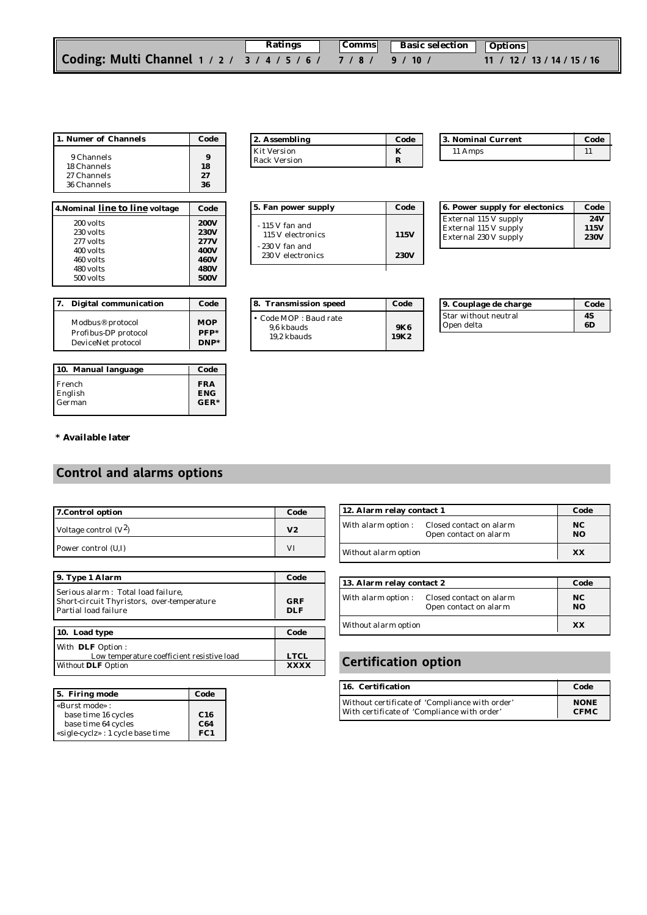| | Ratings | Comms | Basic selection | Options |
|---|---|---|---|---|
| **Coding: Multi Channel** 1 / 2 / | 3 / 4 / 5 / 6 / | 7 / 8 / | 9 / 10 / | 11 / 12 / 13 / 14 / 15 / 16 |

| 1. Numer of Channels | Code |
|---|---|
| 9 Channels | **9** |
| 18 Channels | **18** |
| 27 Channels | **27** |
| 36 Channels | **36** |

| 2. Assembling | Code |
|---|---|
| Kit Version | **K** |
| Rack Version | **R** |

| 3. Nominal Current | Code |
|---|---|
| 11 Amps | 11 |

| 4.Nominal **line to line** voltage | Code |
|---|---|
| 200 volts | **200V** |
| 230 volts | **230V** |
| 277 volts | **277V** |
| 400 volts | **400V** |
| 460 volts | **460V** |
| 480 volts | **480V** |
| 500 volts | **500V** |

| 5. Fan power supply | Code |
|---|---|
| - 115 V fan and 115 V electronics | **115V** |
| - 230 V fan and 230 V electronics | **230V** |

| 6. Power supply for electonics | Code |
|---|---|
| External 115 V supply | **24V** |
| External 115 V supply | **115V** |
| External 230 V supply | **230V** |

| 7. Digital communication | Code |
|---|---|
| Modbus® protocol | **MOP** |
| Profibus-DP protocol | **PFP*** |
| DeviceNet protocol | **DNP*** |

| 8. Transmission speed | Code |
|---|---|
| • Code MOP : Baud rate | |
| 9,6 kbauds | **9K6** |
| 19,2 kbauds | **19K2** |

| 9. Couplage de charge | Code |
|---|---|
| Star without neutral | **4S** |
| Open delta | **6D** |

| 10. Manual language | Code |
|---|---|
| French | **FRA** |
| English | **ENG** |
| German | **GER*** |

**\* Available later**

## Control and alarms options

| 7.Control option | Code |
|---|---|
| Voltage control ($V^2$) | **V2** |
| Power control (U,I) | VI |

| 9. Type 1 Alarm | Code |
|---|---|
| Serious alarm : Total load failure, Short-circuit Thyristors, over-temperature | **GRF** |
| Partial load failure | **DLF** |

| 10. Load type | Code |
|---|---|
| With **DLF** Option : Low temperature coefficient resistive load | **LTCL** |
| Without **DLF** Option | **XXXX** |

| 5. Firing mode | Code |
|---|---|
| «Burst mode» : base time 16 cycles | **C16** |
| base time 64 cycles | **C64** |
| «sigle-cyclz» : 1 cycle base time | **FC1** |

| 12. Alarm relay contact 1 | | Code |
|---|---|---|
| With alarm option : | Closed contact on alarm | **NC** |
| | Open contact on alarm | **NO** |
| Without alarm option | | **XX** |

| 13. Alarm relay contact 2 | | Code |
|---|---|---|
| With alarm option : | Closed contact on alarm | **NC** |
| | Open contact on alarm | **NO** |
| Without alarm option | | **XX** |

## Certification option

| 16. Certification | Code |
|---|---|
| Without certificate of 'Compliance with order' | **NONE** |
| With certificate of 'Compliance with order' | **CFMC** |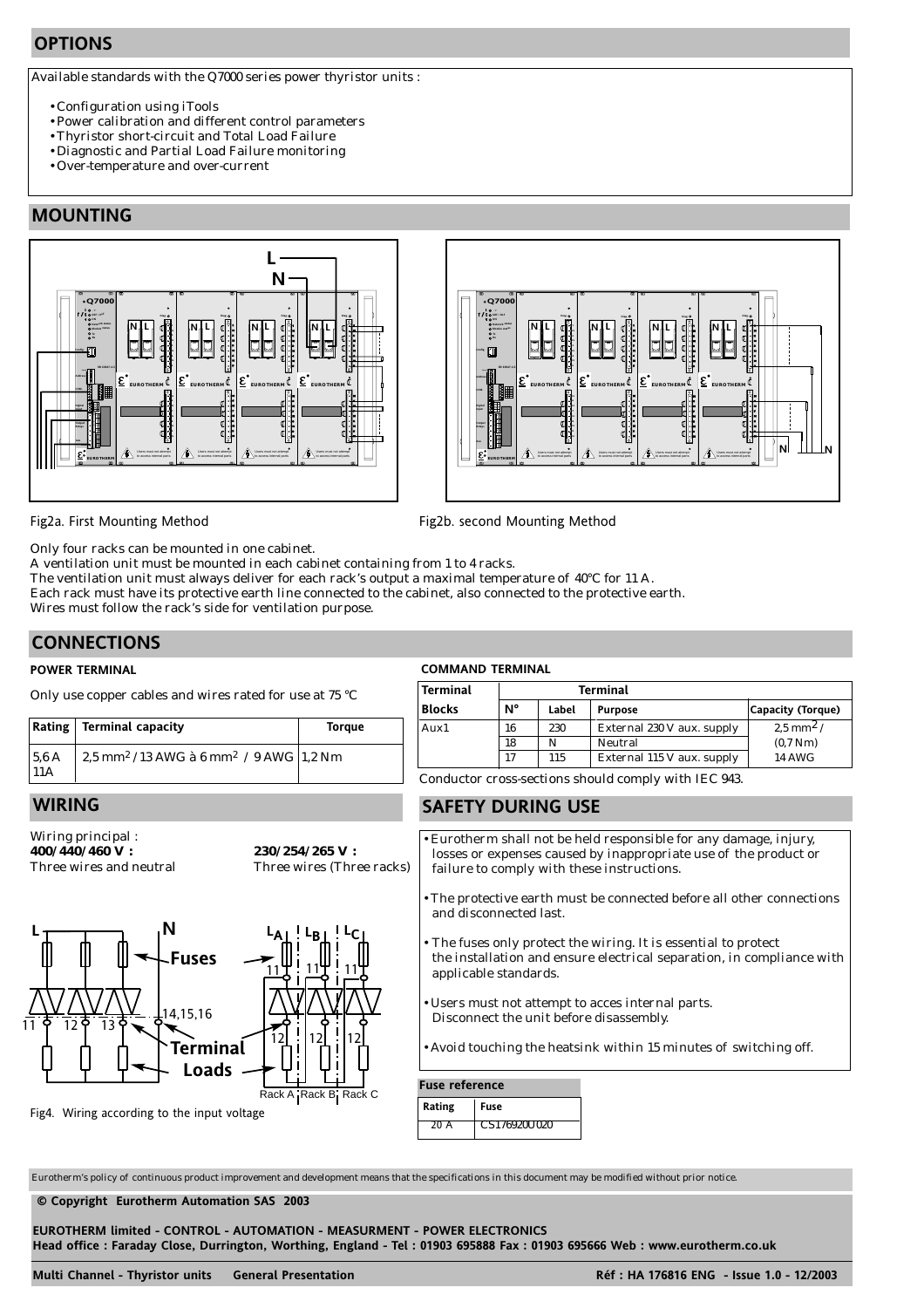## OPTIONS

Available standards with the Q7000 series power thyristor units :

- Configuration using iTools
- Power calibration and different control parameters
- Thyristor short-circuit and Total Load Failure
- Diagnostic and Partial Load Failure monitoring
- Over-temperature and over-current

## MOUNTING

Fig2a. First Mounting Method

Fig2b. second Mounting Method

Only four racks can be mounted in one cabinet.
A ventilation unit must be mounted in each cabinet containing from 1 to 4 racks.
The ventilation unit must always deliver for each rack's output a maximal temperature of 40°C for 11 A.
Each rack must have its protective earth line connected to the cabinet, also connected to the protective earth.
Wires must follow the rack's side for ventilation purpose.

## CONNECTIONS

### POWER TERMINAL

Only use copper cables and wires rated for use at 75 °C

| Rating | Terminal capacity | Torque |
|---|---|---|
| 5,6 A 11A | 2,5 mm² / 13 AWG à 6 mm² / 9 AWG | 1,2 Nm |

### COMMAND TERMINAL

| Terminal | Terminal | | | |
|---|---|---|---|---|
| Blocks | N° | Label | Purpose | Capacity (Torque) |
| Aux1 | 16 | 230 | External 230 V aux. supply | 2,5 mm² / (0,7 Nm) 14 AWG |
| | 18 | N | Neutral | |
| | 17 | 115 | External 115 V aux. supply | |

Conductor cross-sections should comply with IEC 943.

## WIRING

Wiring principal :

**400/440/460 V :** Three wires and neutral

**230/254/265 V :** Three wires (Three racks)

L N Fuses 11 12 13 14,15,16 Terminal Loads

$L_A$ $L_B$ $L_C$ 11 11 11 12 12 12 Rack A Rack B Rack C

Fig4. Wiring according to the input voltage

## SAFETY DURING USE

- Eurotherm shall not be held responsible for any damage, injury, losses or expenses caused by inappropriate use of the product or failure to comply with these instructions.
- The protective earth must be connected before all other connections and disconnected last.
- The fuses only protect the wiring. It is essential to protect the installation and ensure electrical separation, in compliance with applicable standards.
- Users must not attempt to acces internal parts. Disconnect the unit before disassembly.
- Avoid touching the heatsink within 15 minutes of switching off.

| Fuse reference | |
|---|---|
| Rating | Fuse |
| 20 A | CS176920U020 |

Eurotherm's policy of continuous product improvement and development means that the specifications in this document may be modified without prior notice.

**© Copyright Eurotherm Automation SAS 2003**

**EUROTHERM limited - CONTROL - AUTOMATION - MEASURMENT - POWER ELECTRONICS**
**Head office : Faraday Close, Durrington, Worthing, England - Tel : 01903 695888 Fax : 01903 695666 Web : www.eurotherm.co.uk**